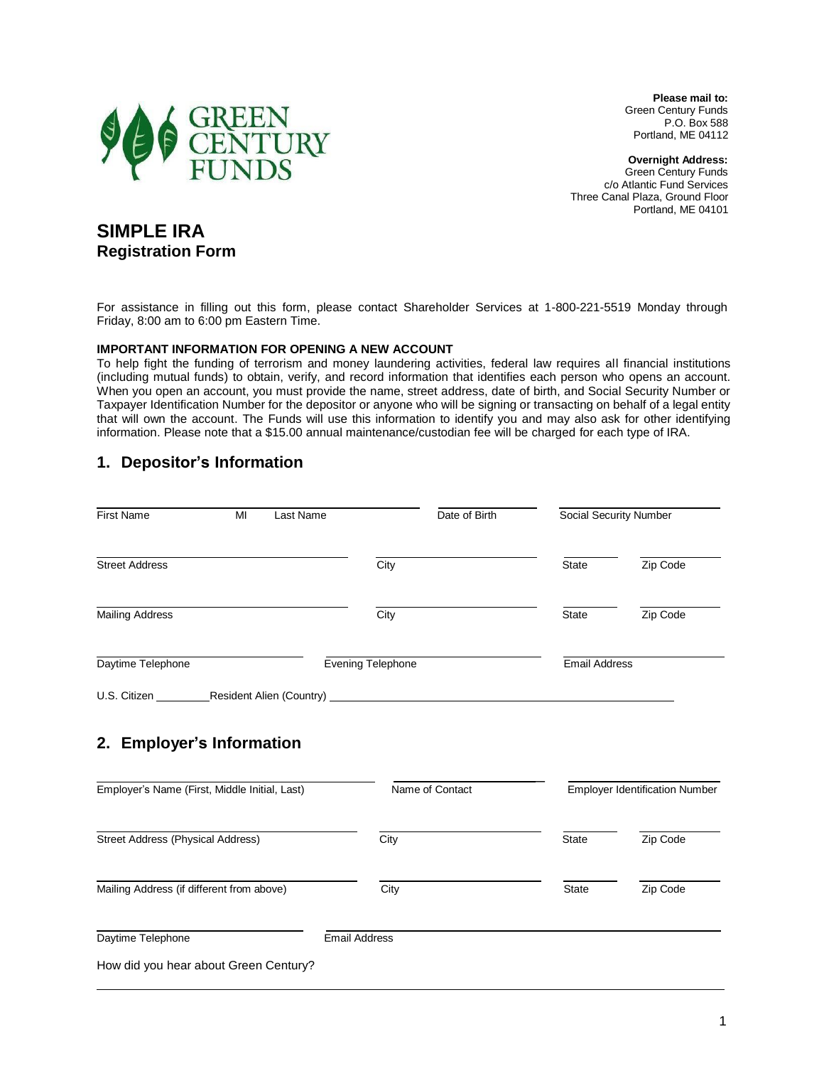GREEN CENTURY FUNDS

**Please mail to:**
Green Century Funds
P.O. Box 588
Portland, ME 04112

**Overnight Address:**
Green Century Funds
c/o Atlantic Fund Services
Three Canal Plaza, Ground Floor
Portland, ME 04101

# SIMPLE IRA
## Registration Form

For assistance in filling out this form, please contact Shareholder Services at 1-800-221-5519 Monday through Friday, 8:00 am to 6:00 pm Eastern Time.

**IMPORTANT INFORMATION FOR OPENING A NEW ACCOUNT**

To help fight the funding of terrorism and money laundering activities, federal law requires all financial institutions (including mutual funds) to obtain, verify, and record information that identifies each person who opens an account. When you open an account, you must provide the name, street address, date of birth, and Social Security Number or Taxpayer Identification Number for the depositor or anyone who will be signing or transacting on behalf of a legal entity that will own the account. The Funds will use this information to identify you and may also ask for other identifying information. Please note that a $15.00 annual maintenance/custodian fee will be charged for each type of IRA.

## 1. Depositor's Information

First Name ______ MI ______ Last Name ______ Date of Birth ______ Social Security Number ______

Street Address ______ City ______ State ______ Zip Code ______

Mailing Address ______ City ______ State ______ Zip Code ______

Daytime Telephone ______ Evening Telephone ______ Email Address ______

U.S. Citizen ________ Resident Alien (Country) ________________________

## 2. Employer's Information

Employer's Name (First, Middle Initial, Last) ______ Name of Contact ______ Employer Identification Number ______

Street Address (Physical Address) ______ City ______ State ______ Zip Code ______

Mailing Address (if different from above) ______ City ______ State ______ Zip Code ______

Daytime Telephone ______ Email Address ______

How did you hear about Green Century?

________________________________________________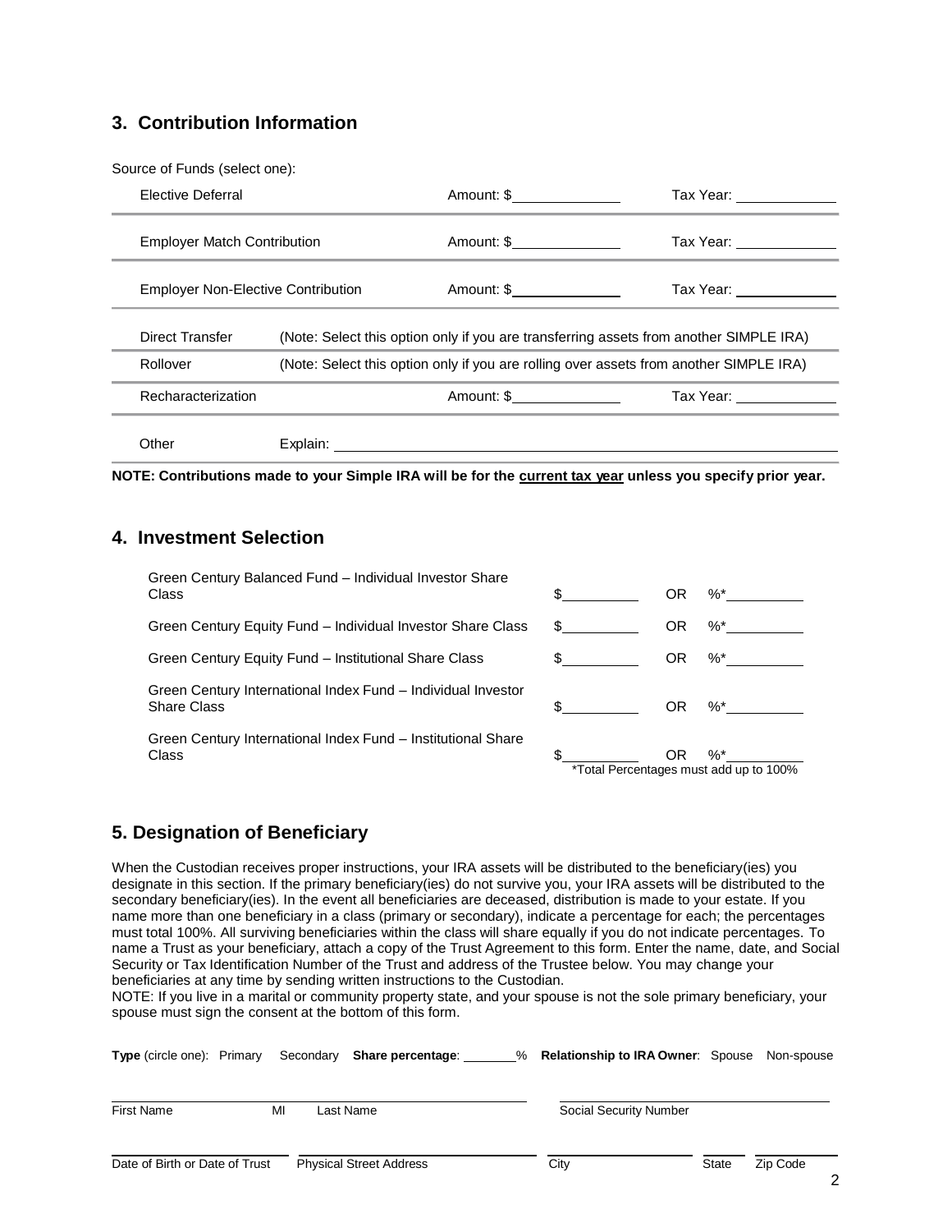## 3. Contribution Information

Source of Funds (select one):

| | | | |
|---|---|---|---|
| Elective Deferral | | Amount: $ | Tax Year: |
| Employer Match Contribution | | Amount: $ | Tax Year: |
| Employer Non-Elective Contribution | | Amount: $ | Tax Year: |
| Direct Transfer | (Note: Select this option only if you are transferring assets from another SIMPLE IRA) | | |
| Rollover | (Note: Select this option only if you are rolling over assets from another SIMPLE IRA) | | |
| Recharacterization | | Amount: $ | Tax Year: |
| Other | Explain: | | |

**NOTE: Contributions made to your Simple IRA will be for the current tax year unless you specify prior year.**

## 4. Investment Selection

| | | | |
|---|---|---|---|
| Green Century Balanced Fund – Individual Investor Share Class | $ | OR | %* |
| Green Century Equity Fund – Individual Investor Share Class | $ | OR | %* |
| Green Century Equity Fund – Institutional Share Class | $ | OR | %* |
| Green Century International Index Fund – Individual Investor Share Class | $ | OR | %* |
| Green Century International Index Fund – Institutional Share Class | $ | OR | %* |

*Total Percentages must add up to 100%

## 5. Designation of Beneficiary

When the Custodian receives proper instructions, your IRA assets will be distributed to the beneficiary(ies) you designate in this section. If the primary beneficiary(ies) do not survive you, your IRA assets will be distributed to the secondary beneficiary(ies). In the event all beneficiaries are deceased, distribution is made to your estate. If you name more than one beneficiary in a class (primary or secondary), indicate a percentage for each; the percentages must total 100%. All surviving beneficiaries within the class will share equally if you do not indicate percentages. To name a Trust as your beneficiary, attach a copy of the Trust Agreement to this form. Enter the name, date, and Social Security or Tax Identification Number of the Trust and address of the Trustee below. You may change your beneficiaries at any time by sending written instructions to the Custodian.

NOTE: If you live in a marital or community property state, and your spouse is not the sole primary beneficiary, your spouse must sign the consent at the bottom of this form.

**Type** (circle one): Primary Secondary **Share percentage**: _______% **Relationship to IRA Owner**: Spouse Non-spouse

First Name MI Last Name | Social Security Number

Date of Birth or Date of Trust | Physical Street Address | City | State | Zip Code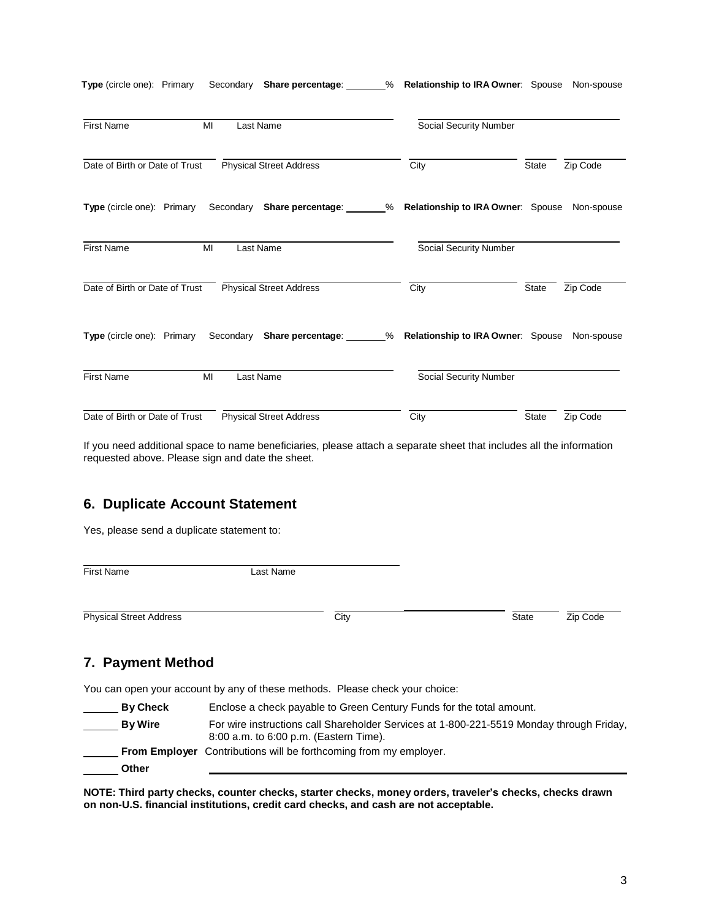**Type** (circle one): Primary Secondary **Share percentage**: _______% **Relationship to IRA Owner**: Spouse Non-spouse

First Name MI Last Name ______ Social Security Number ______

Date of Birth or Date of Trust ______ Physical Street Address ______ City ______ State ______ Zip Code ______

**Type** (circle one): Primary Secondary **Share percentage**: _______% **Relationship to IRA Owner**: Spouse Non-spouse

First Name MI Last Name ______ Social Security Number ______

Date of Birth or Date of Trust ______ Physical Street Address ______ City ______ State ______ Zip Code ______

**Type** (circle one): Primary Secondary **Share percentage**: _______% **Relationship to IRA Owner**: Spouse Non-spouse

First Name MI Last Name ______ Social Security Number ______

Date of Birth or Date of Trust ______ Physical Street Address ______ City ______ State ______ Zip Code ______

If you need additional space to name beneficiaries, please attach a separate sheet that includes all the information requested above. Please sign and date the sheet.

## 6. Duplicate Account Statement

Yes, please send a duplicate statement to:

First Name Last Name ______

Physical Street Address ______ City ______ State ______ Zip Code ______

## 7. Payment Method

You can open your account by any of these methods. Please check your choice:

______ **By Check** Enclose a check payable to Green Century Funds for the total amount.

______ **By Wire** For wire instructions call Shareholder Services at 1-800-221-5519 Monday through Friday, 8:00 a.m. to 6:00 p.m. (Eastern Time).

______ **From Employer** Contributions will be forthcoming from my employer.

______ **Other** ______

**NOTE: Third party checks, counter checks, starter checks, money orders, traveler's checks, checks drawn on non-U.S. financial institutions, credit card checks, and cash are not acceptable.**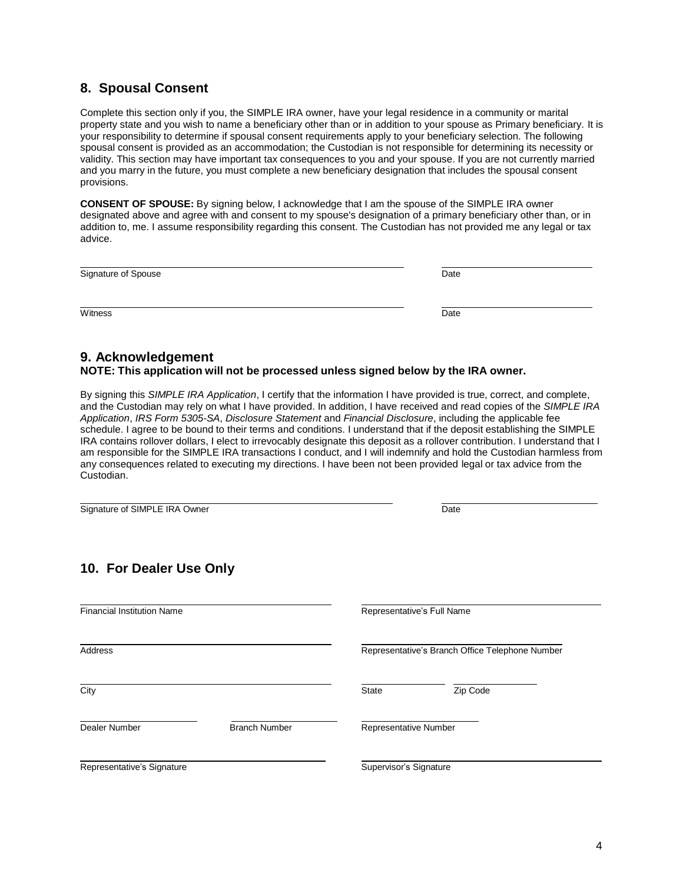## 8. Spousal Consent

Complete this section only if you, the SIMPLE IRA owner, have your legal residence in a community or marital property state and you wish to name a beneficiary other than or in addition to your spouse as Primary beneficiary. It is your responsibility to determine if spousal consent requirements apply to your beneficiary selection. The following spousal consent is provided as an accommodation; the Custodian is not responsible for determining its necessity or validity. This section may have important tax consequences to you and your spouse. If you are not currently married and you marry in the future, you must complete a new beneficiary designation that includes the spousal consent provisions.

**CONSENT OF SPOUSE:** By signing below, I acknowledge that I am the spouse of the SIMPLE IRA owner designated above and agree with and consent to my spouse's designation of a primary beneficiary other than, or in addition to, me. I assume responsibility regarding this consent. The Custodian has not provided me any legal or tax advice.

Signature of Spouse ____________________ Date ____________

Witness ____________________ Date ____________

## 9. Acknowledgement

**NOTE: This application will not be processed unless signed below by the IRA owner.**

By signing this *SIMPLE IRA Application*, I certify that the information I have provided is true, correct, and complete, and the Custodian may rely on what I have provided. In addition, I have received and read copies of the *SIMPLE IRA Application*, *IRS Form 5305-SA*, *Disclosure Statement* and *Financial Disclosure*, including the applicable fee schedule. I agree to be bound to their terms and conditions. I understand that if the deposit establishing the SIMPLE IRA contains rollover dollars, I elect to irrevocably designate this deposit as a rollover contribution. I understand that I am responsible for the SIMPLE IRA transactions I conduct, and I will indemnify and hold the Custodian harmless from any consequences related to executing my directions. I have been not been provided legal or tax advice from the Custodian.

Signature of SIMPLE IRA Owner ____________________ Date ____________

## 10. For Dealer Use Only

Financial Institution Name ____________________

Representative's Full Name ____________________

Address ____________________

Representative's Branch Office Telephone Number ____________________

City ____________________

State ____________ Zip Code ____________

Dealer Number ____________ Branch Number ____________

Representative Number ____________

Representative's Signature ____________________

Supervisor's Signature ____________________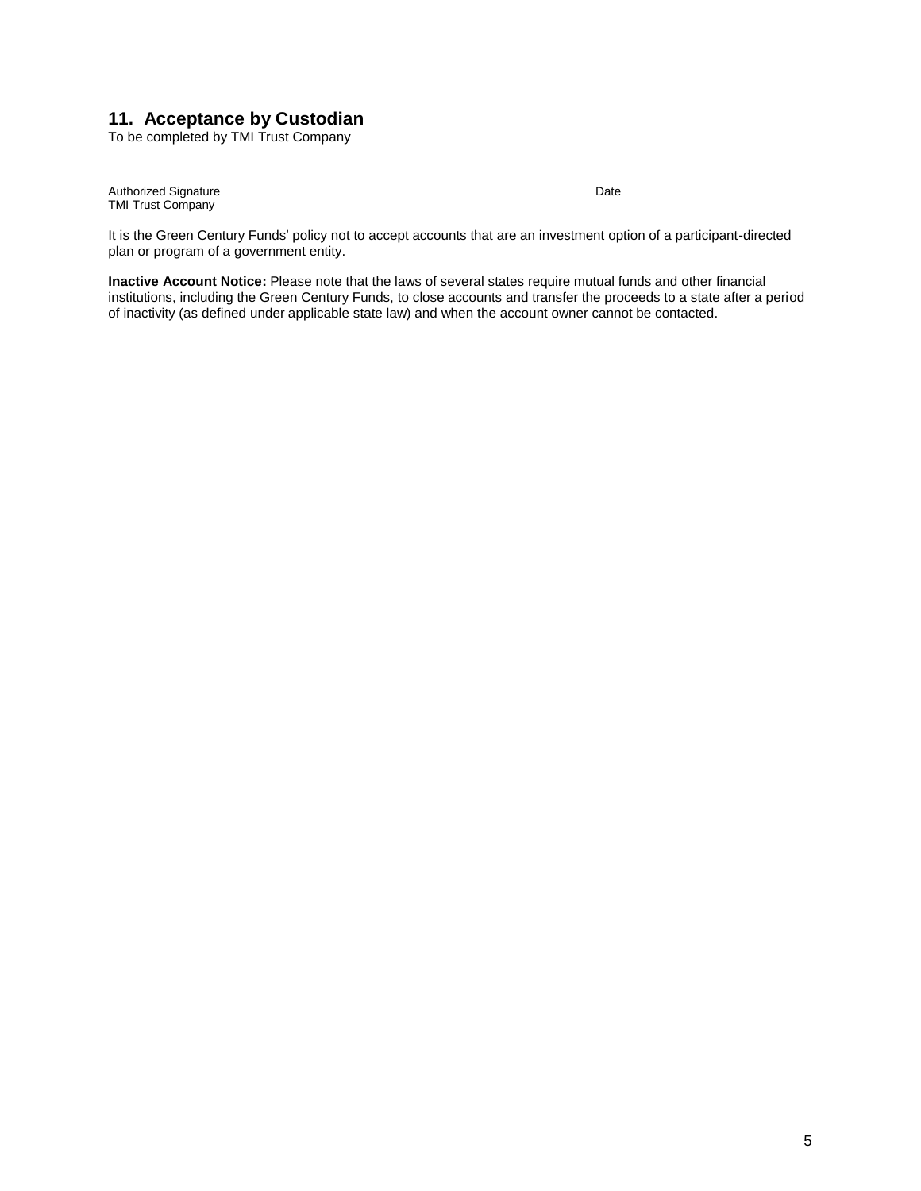## 11. Acceptance by Custodian

To be completed by TMI Trust Company

\_\_\_\_\_\_\_\_\_\_\_\_\_\_\_\_\_\_\_\_\_\_\_\_\_\_\_\_\_\_\_\_\_\_\_\_\_\_\_\_\_\_\_\_\_\_\_\_\_\_\_\_ \_\_\_\_\_\_\_\_\_\_\_\_\_\_\_\_\_\_\_\_\_\_\_\_\_\_

Authorized Signature Date

TMI Trust Company

It is the Green Century Funds' policy not to accept accounts that are an investment option of a participant-directed plan or program of a government entity.

**Inactive Account Notice:** Please note that the laws of several states require mutual funds and other financial institutions, including the Green Century Funds, to close accounts and transfer the proceeds to a state after a period of inactivity (as defined under applicable state law) and when the account owner cannot be contacted.